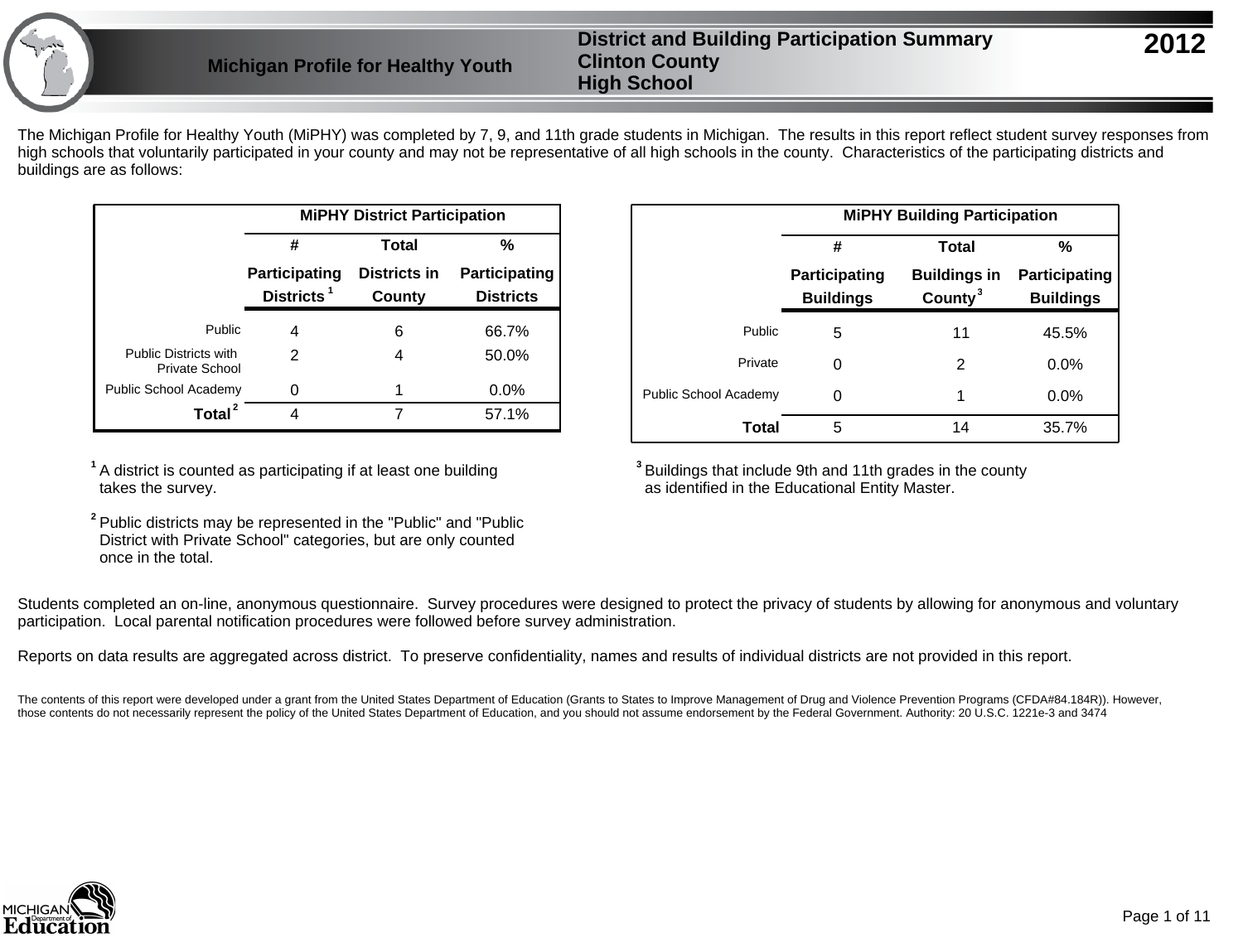# Michigan Profile for Healthy Youth

## District and Building Participation Summary
## Clinton County
## High School

**2012**

The Michigan Profile for Healthy Youth (MiPHY) was completed by 7, 9, and 11th grade students in Michigan. The results in this report reflect student survey responses from high schools that voluntarily participated in your county and may not be representative of all high schools in the county. Characteristics of the participating districts and buildings are as follows:

| | MiPHY District Participation | | |
|---|---|---|---|
| | # Participating Districts [1] | Total Districts in County | % Participating Districts |
| Public | 4 | 6 | 66.7% |
| Public Districts with Private School | 2 | 4 | 50.0% |
| Public School Academy | 0 | 1 | 0.0% |
| **Total** [2] | 4 | 7 | 57.1% |

[1] A district is counted as participating if at least one building takes the survey.

[2] Public districts may be represented in the "Public" and "Public District with Private School" categories, but are only counted once in the total.

| | MiPHY Building Participation | | |
|---|---|---|---|
| | # Participating Buildings | Total Buildings in County [3] | % Participating Buildings |
| Public | 5 | 11 | 45.5% |
| Private | 0 | 2 | 0.0% |
| Public School Academy | 0 | 1 | 0.0% |
| **Total** | 5 | 14 | 35.7% |

[3] Buildings that include 9th and 11th grades in the county as identified in the Educational Entity Master.

Students completed an on-line, anonymous questionnaire. Survey procedures were designed to protect the privacy of students by allowing for anonymous and voluntary participation. Local parental notification procedures were followed before survey administration.

Reports on data results are aggregated across district. To preserve confidentiality, names and results of individual districts are not provided in this report.

The contents of this report were developed under a grant from the United States Department of Education (Grants to States to Improve Management of Drug and Violence Prevention Programs (CFDA#84.184R)). However, those contents do not necessarily represent the policy of the United States Department of Education, and you should not assume endorsement by the Federal Government. Authority: 20 U.S.C. 1221e-3 and 3474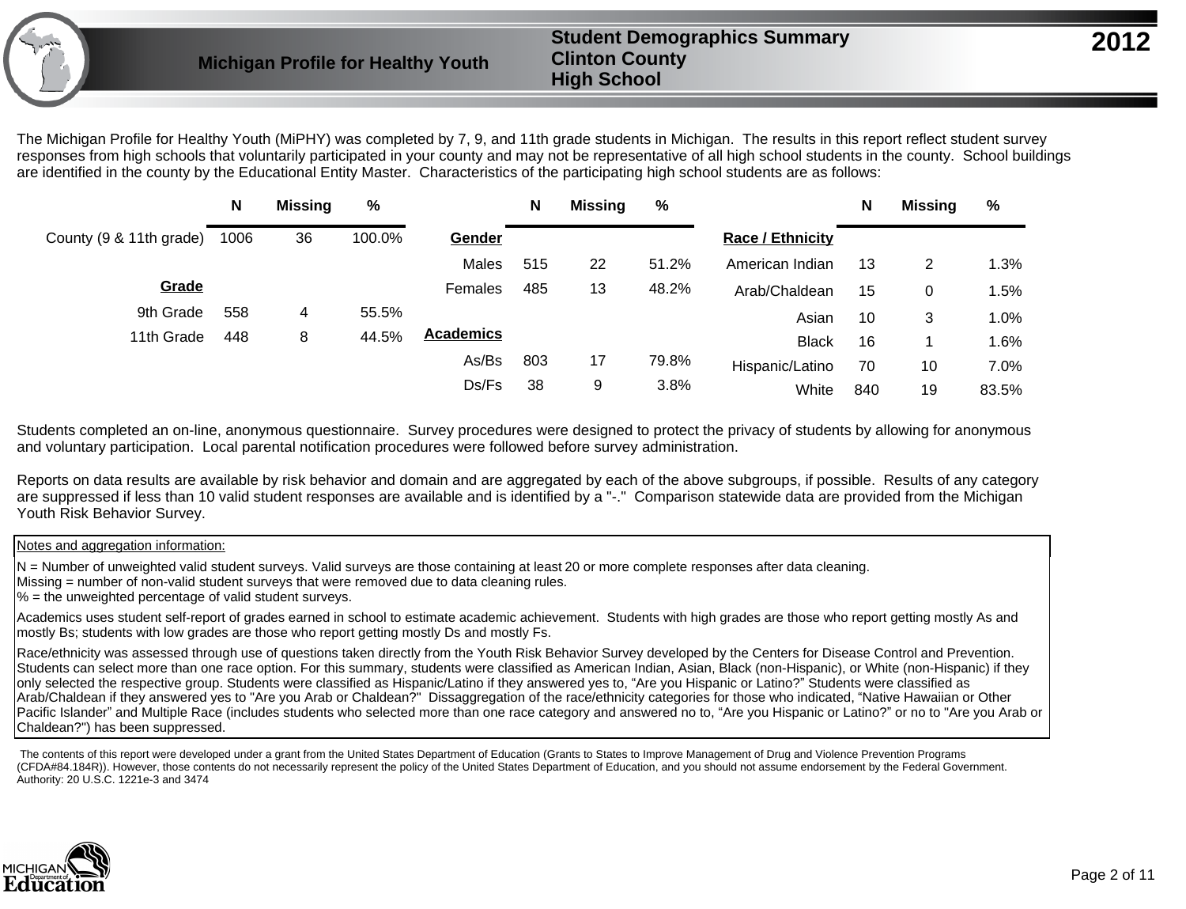# Michigan Profile for Healthy Youth

## Student Demographics Summary
## Clinton County
## High School

## 2012

The Michigan Profile for Healthy Youth (MiPHY) was completed by 7, 9, and 11th grade students in Michigan. The results in this report reflect student survey responses from high schools that voluntarily participated in your county and may not be representative of all high school students in the county. School buildings are identified in the county by the Educational Entity Master. Characteristics of the participating high school students are as follows:

| | N | Missing | % |
|---|---|---|---|
| County (9 & 11th grade) | 1006 | 36 | 100.0% |
| **Grade** | | | |
| 9th Grade | 558 | 4 | 55.5% |
| 11th Grade | 448 | 8 | 44.5% |

| | N | Missing | % |
|---|---|---|---|
| **Gender** | | | |
| Males | 515 | 22 | 51.2% |
| Females | 485 | 13 | 48.2% |
| **Academics** | | | |
| As/Bs | 803 | 17 | 79.8% |
| Ds/Fs | 38 | 9 | 3.8% |

| | N | Missing | % |
|---|---|---|---|
| **Race / Ethnicity** | | | |
| American Indian | 13 | 2 | 1.3% |
| Arab/Chaldean | 15 | 0 | 1.5% |
| Asian | 10 | 3 | 1.0% |
| Black | 16 | 1 | 1.6% |
| Hispanic/Latino | 70 | 10 | 7.0% |
| White | 840 | 19 | 83.5% |

Students completed an on-line, anonymous questionnaire. Survey procedures were designed to protect the privacy of students by allowing for anonymous and voluntary participation. Local parental notification procedures were followed before survey administration.

Reports on data results are available by risk behavior and domain and are aggregated by each of the above subgroups, if possible. Results of any category are suppressed if less than 10 valid student responses are available and is identified by a "-." Comparison statewide data are provided from the Michigan Youth Risk Behavior Survey.

Notes and aggregation information:

N = Number of unweighted valid student surveys. Valid surveys are those containing at least 20 or more complete responses after data cleaning.
Missing = number of non-valid student surveys that were removed due to data cleaning rules.
% = the unweighted percentage of valid student surveys.

Academics uses student self-report of grades earned in school to estimate academic achievement. Students with high grades are those who report getting mostly As and mostly Bs; students with low grades are those who report getting mostly Ds and mostly Fs.

Race/ethnicity was assessed through use of questions taken directly from the Youth Risk Behavior Survey developed by the Centers for Disease Control and Prevention. Students can select more than one race option. For this summary, students were classified as American Indian, Asian, Black (non-Hispanic), or White (non-Hispanic) if they only selected the respective group. Students were classified as Hispanic/Latino if they answered yes to, "Are you Hispanic or Latino?" Students were classified as Arab/Chaldean if they answered yes to "Are you Arab or Chaldean?" Dissaggregation of the race/ethnicity categories for those who indicated, "Native Hawaiian or Other Pacific Islander" and Multiple Race (includes students who selected more than one race category and answered no to, "Are you Hispanic or Latino?" or no to "Are you Arab or Chaldean?") has been suppressed.

The contents of this report were developed under a grant from the United States Department of Education (Grants to States to Improve Management of Drug and Violence Prevention Programs (CFDA#84.184R)). However, those contents do not necessarily represent the policy of the United States Department of Education, and you should not assume endorsement by the Federal Government. Authority: 20 U.S.C. 1221e-3 and 3474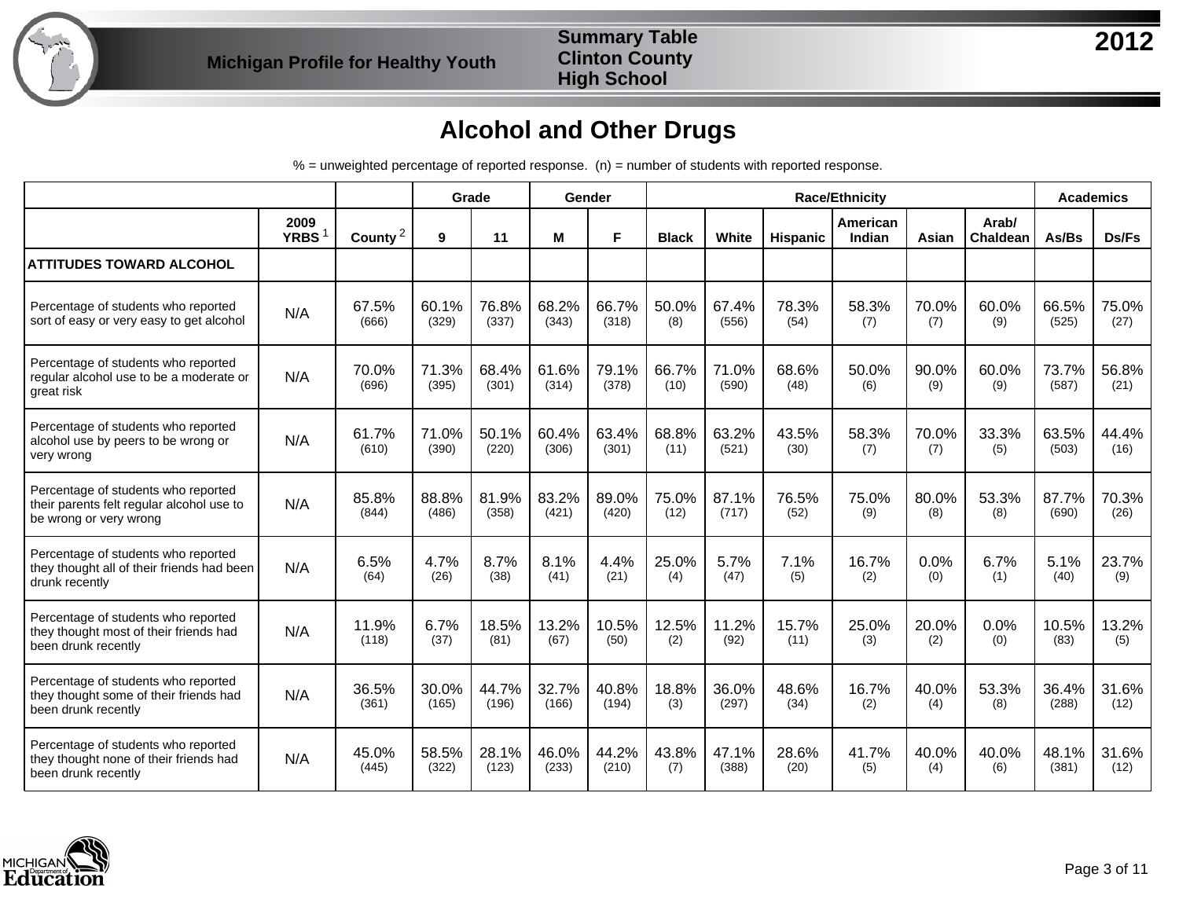Michigan Profile for Healthy Youth

Summary Table
Clinton County
High School

2012

## Alcohol and Other Drugs

% = unweighted percentage of reported response. (n) = number of students with reported response.

| | | | Grade | | Gender | | Race/Ethnicity | | | | | | Academics | |
|---|---|---|---|---|---|---|---|---|---|---|---|---|---|---|
| | 2009 YRBS [1] | County [2] | 9 | 11 | M | F | Black | White | Hispanic | American Indian | Asian | Arab/ Chaldean | As/Bs | Ds/Fs |
| **ATTITUDES TOWARD ALCOHOL** | | | | | | | | | | | | | | |
| Percentage of students who reported sort of easy or very easy to get alcohol | N/A | 67.5% (666) | 60.1% (329) | 76.8% (337) | 68.2% (343) | 66.7% (318) | 50.0% (8) | 67.4% (556) | 78.3% (54) | 58.3% (7) | 70.0% (7) | 60.0% (9) | 66.5% (525) | 75.0% (27) |
| Percentage of students who reported regular alcohol use to be a moderate or great risk | N/A | 70.0% (696) | 71.3% (395) | 68.4% (301) | 61.6% (314) | 79.1% (378) | 66.7% (10) | 71.0% (590) | 68.6% (48) | 50.0% (6) | 90.0% (9) | 60.0% (9) | 73.7% (587) | 56.8% (21) |
| Percentage of students who reported alcohol use by peers to be wrong or very wrong | N/A | 61.7% (610) | 71.0% (390) | 50.1% (220) | 60.4% (306) | 63.4% (301) | 68.8% (11) | 63.2% (521) | 43.5% (30) | 58.3% (7) | 70.0% (7) | 33.3% (5) | 63.5% (503) | 44.4% (16) |
| Percentage of students who reported their parents felt regular alcohol use to be wrong or very wrong | N/A | 85.8% (844) | 88.8% (486) | 81.9% (358) | 83.2% (421) | 89.0% (420) | 75.0% (12) | 87.1% (717) | 76.5% (52) | 75.0% (9) | 80.0% (8) | 53.3% (8) | 87.7% (690) | 70.3% (26) |
| Percentage of students who reported they thought all of their friends had been drunk recently | N/A | 6.5% (64) | 4.7% (26) | 8.7% (38) | 8.1% (41) | 4.4% (21) | 25.0% (4) | 5.7% (47) | 7.1% (5) | 16.7% (2) | 0.0% (0) | 6.7% (1) | 5.1% (40) | 23.7% (9) |
| Percentage of students who reported they thought most of their friends had been drunk recently | N/A | 11.9% (118) | 6.7% (37) | 18.5% (81) | 13.2% (67) | 10.5% (50) | 12.5% (2) | 11.2% (92) | 15.7% (11) | 25.0% (3) | 20.0% (2) | 0.0% (0) | 10.5% (83) | 13.2% (5) |
| Percentage of students who reported they thought some of their friends had been drunk recently | N/A | 36.5% (361) | 30.0% (165) | 44.7% (196) | 32.7% (166) | 40.8% (194) | 18.8% (3) | 36.0% (297) | 48.6% (34) | 16.7% (2) | 40.0% (4) | 53.3% (8) | 36.4% (288) | 31.6% (12) |
| Percentage of students who reported they thought none of their friends had been drunk recently | N/A | 45.0% (445) | 58.5% (322) | 28.1% (123) | 46.0% (233) | 44.2% (210) | 43.8% (7) | 47.1% (388) | 28.6% (20) | 41.7% (5) | 40.0% (4) | 40.0% (6) | 48.1% (381) | 31.6% (12) |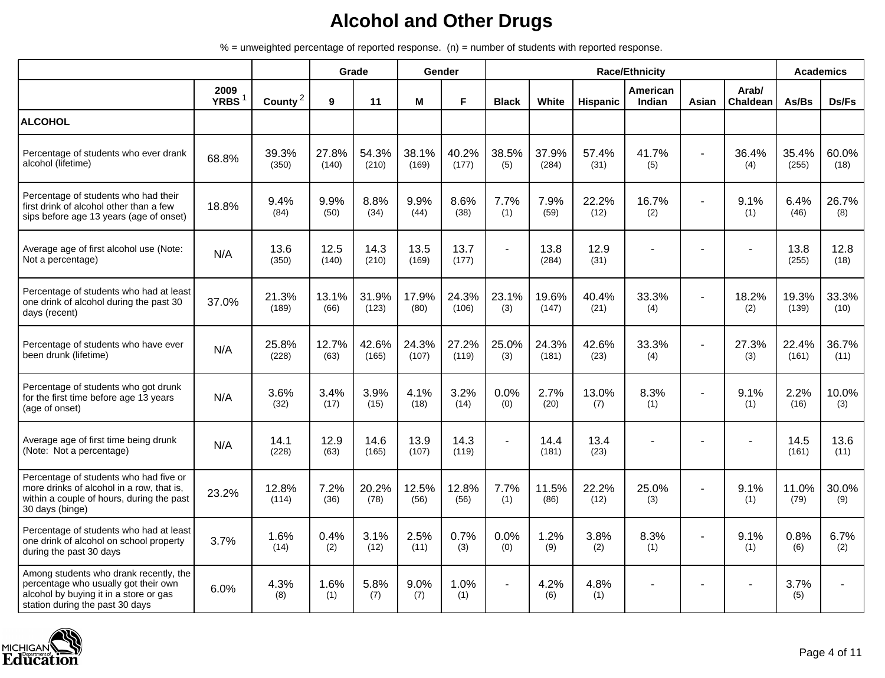# Alcohol and Other Drugs

% = unweighted percentage of reported response. (n) = number of students with reported response.

| | | | Grade | | Gender | | Race/Ethnicity | | | | | | Academics | |
|---|---|---|---|---|---|---|---|---|---|---|---|---|---|---|
| | 2009 YRBS [1] | County [2] | 9 | 11 | M | F | Black | White | Hispanic | American Indian | Asian | Arab/ Chaldean | As/Bs | Ds/Fs |
| **ALCOHOL** | | | | | | | | | | | | | | |
| Percentage of students who ever drank alcohol (lifetime) | 68.8% | 39.3% (350) | 27.8% (140) | 54.3% (210) | 38.1% (169) | 40.2% (177) | 38.5% (5) | 37.9% (284) | 57.4% (31) | 41.7% (5) | - | 36.4% (4) | 35.4% (255) | 60.0% (18) |
| Percentage of students who had their first drink of alcohol other than a few sips before age 13 years (age of onset) | 18.8% | 9.4% (84) | 9.9% (50) | 8.8% (34) | 9.9% (44) | 8.6% (38) | 7.7% (1) | 7.9% (59) | 22.2% (12) | 16.7% (2) | - | 9.1% (1) | 6.4% (46) | 26.7% (8) |
| Average age of first alcohol use (Note: Not a percentage) | N/A | 13.6 (350) | 12.5 (140) | 14.3 (210) | 13.5 (169) | 13.7 (177) | - | 13.8 (284) | 12.9 (31) | - | - | - | 13.8 (255) | 12.8 (18) |
| Percentage of students who had at least one drink of alcohol during the past 30 days (recent) | 37.0% | 21.3% (189) | 13.1% (66) | 31.9% (123) | 17.9% (80) | 24.3% (106) | 23.1% (3) | 19.6% (147) | 40.4% (21) | 33.3% (4) | - | 18.2% (2) | 19.3% (139) | 33.3% (10) |
| Percentage of students who have ever been drunk (lifetime) | N/A | 25.8% (228) | 12.7% (63) | 42.6% (165) | 24.3% (107) | 27.2% (119) | 25.0% (3) | 24.3% (181) | 42.6% (23) | 33.3% (4) | - | 27.3% (3) | 22.4% (161) | 36.7% (11) |
| Percentage of students who got drunk for the first time before age 13 years (age of onset) | N/A | 3.6% (32) | 3.4% (17) | 3.9% (15) | 4.1% (18) | 3.2% (14) | 0.0% (0) | 2.7% (20) | 13.0% (7) | 8.3% (1) | - | 9.1% (1) | 2.2% (16) | 10.0% (3) |
| Average age of first time being drunk (Note: Not a percentage) | N/A | 14.1 (228) | 12.9 (63) | 14.6 (165) | 13.9 (107) | 14.3 (119) | - | 14.4 (181) | 13.4 (23) | - | - | - | 14.5 (161) | 13.6 (11) |
| Percentage of students who had five or more drinks of alcohol in a row, that is, within a couple of hours, during the past 30 days (binge) | 23.2% | 12.8% (114) | 7.2% (36) | 20.2% (78) | 12.5% (56) | 12.8% (56) | 7.7% (1) | 11.5% (86) | 22.2% (12) | 25.0% (3) | - | 9.1% (1) | 11.0% (79) | 30.0% (9) |
| Percentage of students who had at least one drink of alcohol on school property during the past 30 days | 3.7% | 1.6% (14) | 0.4% (2) | 3.1% (12) | 2.5% (11) | 0.7% (3) | 0.0% (0) | 1.2% (9) | 3.8% (2) | 8.3% (1) | - | 9.1% (1) | 0.8% (6) | 6.7% (2) |
| Among students who drank recently, the percentage who usually got their own alcohol by buying it in a store or gas station during the past 30 days | 6.0% | 4.3% (8) | 1.6% (1) | 5.8% (7) | 9.0% (7) | 1.0% (1) | - | 4.2% (6) | 4.8% (1) | - | - | - | 3.7% (5) | - |

MICHIGAN Department of Education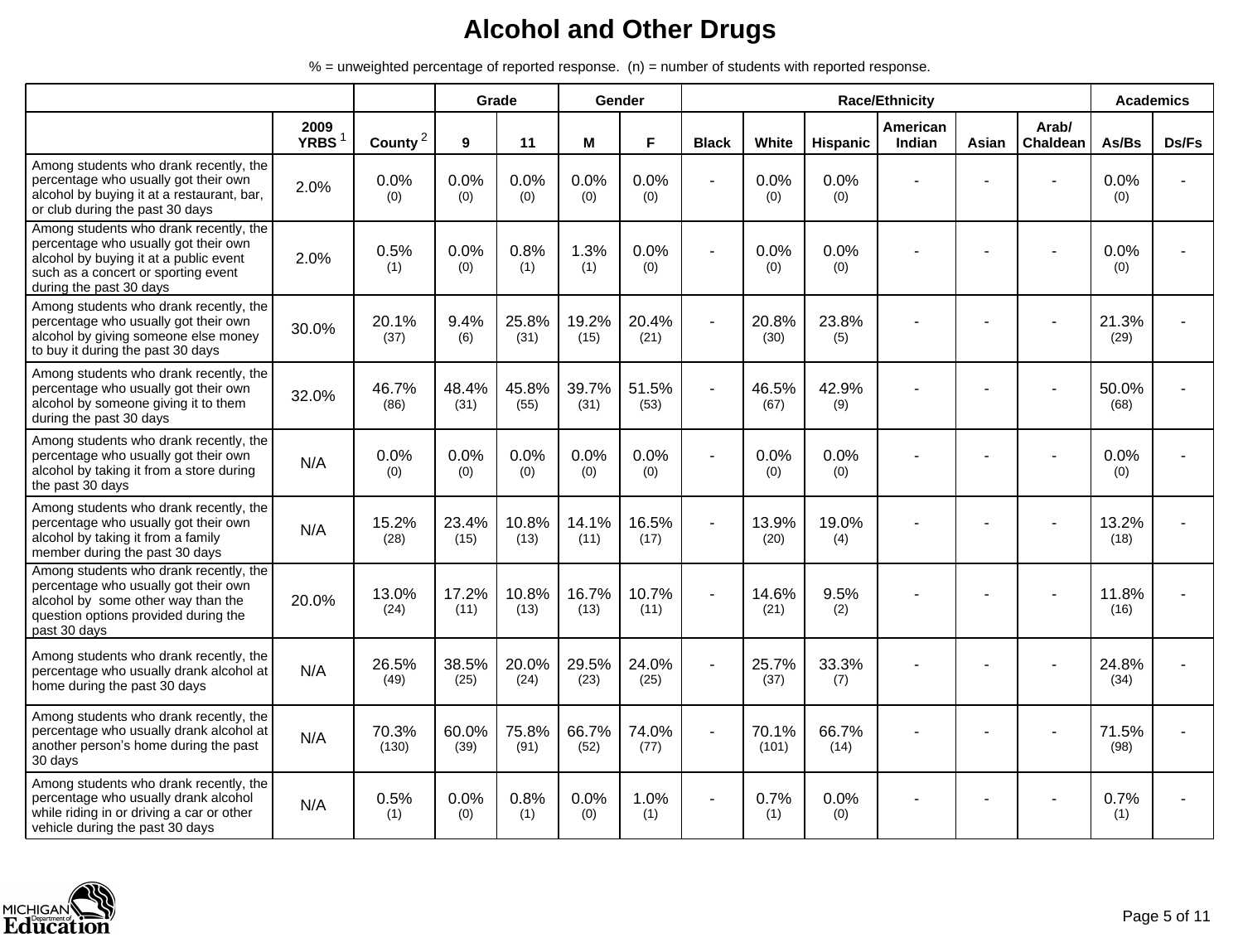# Alcohol and Other Drugs

% = unweighted percentage of reported response. (n) = number of students with reported response.

| | | | Grade | | Gender | | Race/Ethnicity | | | | | | Academics | |
|---|---|---|---|---|---|---|---|---|---|---|---|---|---|---|
| | 2009 YRBS [1] | County [2] | 9 | 11 | M | F | Black | White | Hispanic | American Indian | Asian | Arab/ Chaldean | As/Bs | Ds/Fs |
| Among students who drank recently, the percentage who usually got their own alcohol by buying it at a restaurant, bar, or club during the past 30 days | 2.0% | 0.0% (0) | 0.0% (0) | 0.0% (0) | 0.0% (0) | 0.0% (0) | - | 0.0% (0) | 0.0% (0) | - | - | - | 0.0% (0) | - |
| Among students who drank recently, the percentage who usually got their own alcohol by buying it at a public event such as a concert or sporting event during the past 30 days | 2.0% | 0.5% (1) | 0.0% (0) | 0.8% (1) | 1.3% (1) | 0.0% (0) | - | 0.0% (0) | 0.0% (0) | - | - | - | 0.0% (0) | - |
| Among students who drank recently, the percentage who usually got their own alcohol by giving someone else money to buy it during the past 30 days | 30.0% | 20.1% (37) | 9.4% (6) | 25.8% (31) | 19.2% (15) | 20.4% (21) | - | 20.8% (30) | 23.8% (5) | - | - | - | 21.3% (29) | - |
| Among students who drank recently, the percentage who usually got their own alcohol by someone giving it to them during the past 30 days | 32.0% | 46.7% (86) | 48.4% (31) | 45.8% (55) | 39.7% (31) | 51.5% (53) | - | 46.5% (67) | 42.9% (9) | - | - | - | 50.0% (68) | - |
| Among students who drank recently, the percentage who usually got their own alcohol by taking it from a store during the past 30 days | N/A | 0.0% (0) | 0.0% (0) | 0.0% (0) | 0.0% (0) | 0.0% (0) | - | 0.0% (0) | 0.0% (0) | - | - | - | 0.0% (0) | - |
| Among students who drank recently, the percentage who usually got their own alcohol by taking it from a family member during the past 30 days | N/A | 15.2% (28) | 23.4% (15) | 10.8% (13) | 14.1% (11) | 16.5% (17) | - | 13.9% (20) | 19.0% (4) | - | - | - | 13.2% (18) | - |
| Among students who drank recently, the percentage who usually got their own alcohol by some other way than the question options provided during the past 30 days | 20.0% | 13.0% (24) | 17.2% (11) | 10.8% (13) | 16.7% (13) | 10.7% (11) | - | 14.6% (21) | 9.5% (2) | - | - | - | 11.8% (16) | - |
| Among students who drank recently, the percentage who usually drank alcohol at home during the past 30 days | N/A | 26.5% (49) | 38.5% (25) | 20.0% (24) | 29.5% (23) | 24.0% (25) | - | 25.7% (37) | 33.3% (7) | - | - | - | 24.8% (34) | - |
| Among students who drank recently, the percentage who usually drank alcohol at another person's home during the past 30 days | N/A | 70.3% (130) | 60.0% (39) | 75.8% (91) | 66.7% (52) | 74.0% (77) | - | 70.1% (101) | 66.7% (14) | - | - | - | 71.5% (98) | - |
| Among students who drank recently, the percentage who usually drank alcohol while riding in or driving a car or other vehicle during the past 30 days | N/A | 0.5% (1) | 0.0% (0) | 0.8% (1) | 0.0% (0) | 1.0% (1) | - | 0.7% (1) | 0.0% (0) | - | - | - | 0.7% (1) | - |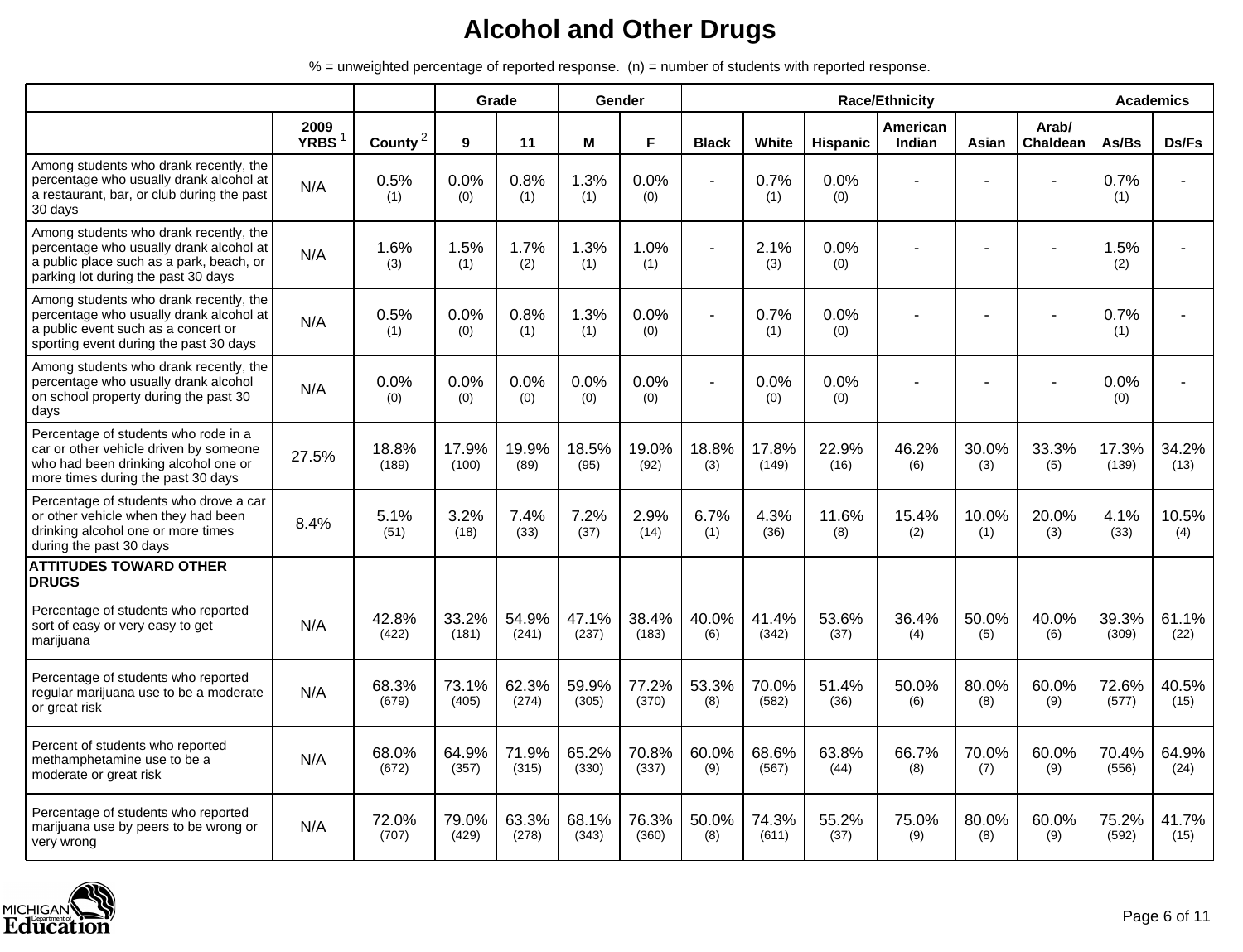# Alcohol and Other Drugs

% = unweighted percentage of reported response. (n) = number of students with reported response.

| | | | Grade | | Gender | | Race/Ethnicity | | | | | | Academics | |
|---|---|---|---|---|---|---|---|---|---|---|---|---|---|---|
| | 2009 YRBS [1] | County [2] | 9 | 11 | M | F | Black | White | Hispanic | American Indian | Asian | Arab/ Chaldean | As/Bs | Ds/Fs |
| Among students who drank recently, the percentage who usually drank alcohol at a restaurant, bar, or club during the past 30 days | N/A | 0.5% (1) | 0.0% (0) | 0.8% (1) | 1.3% (1) | 0.0% (0) | - | 0.7% (1) | 0.0% (0) | - | - | - | 0.7% (1) | - |
| Among students who drank recently, the percentage who usually drank alcohol at a public place such as a park, beach, or parking lot during the past 30 days | N/A | 1.6% (3) | 1.5% (1) | 1.7% (2) | 1.3% (1) | 1.0% (1) | - | 2.1% (3) | 0.0% (0) | - | - | - | 1.5% (2) | - |
| Among students who drank recently, the percentage who usually drank alcohol at a public event such as a concert or sporting event during the past 30 days | N/A | 0.5% (1) | 0.0% (0) | 0.8% (1) | 1.3% (1) | 0.0% (0) | - | 0.7% (1) | 0.0% (0) | - | - | - | 0.7% (1) | - |
| Among students who drank recently, the percentage who usually drank alcohol on school property during the past 30 days | N/A | 0.0% (0) | 0.0% (0) | 0.0% (0) | 0.0% (0) | 0.0% (0) | - | 0.0% (0) | 0.0% (0) | - | - | - | 0.0% (0) | - |
| Percentage of students who rode in a car or other vehicle driven by someone who had been drinking alcohol one or more times during the past 30 days | 27.5% | 18.8% (189) | 17.9% (100) | 19.9% (89) | 18.5% (95) | 19.0% (92) | 18.8% (3) | 17.8% (149) | 22.9% (16) | 46.2% (6) | 30.0% (3) | 33.3% (5) | 17.3% (139) | 34.2% (13) |
| Percentage of students who drove a car or other vehicle when they had been drinking alcohol one or more times during the past 30 days | 8.4% | 5.1% (51) | 3.2% (18) | 7.4% (33) | 7.2% (37) | 2.9% (14) | 6.7% (1) | 4.3% (36) | 11.6% (8) | 15.4% (2) | 10.0% (1) | 20.0% (3) | 4.1% (33) | 10.5% (4) |
| **ATTITUDES TOWARD OTHER DRUGS** | | | | | | | | | | | | | | |
| Percentage of students who reported sort of easy or very easy to get marijuana | N/A | 42.8% (422) | 33.2% (181) | 54.9% (241) | 47.1% (237) | 38.4% (183) | 40.0% (6) | 41.4% (342) | 53.6% (37) | 36.4% (4) | 50.0% (5) | 40.0% (6) | 39.3% (309) | 61.1% (22) |
| Percentage of students who reported regular marijuana use to be a moderate or great risk | N/A | 68.3% (679) | 73.1% (405) | 62.3% (274) | 59.9% (305) | 77.2% (370) | 53.3% (8) | 70.0% (582) | 51.4% (36) | 50.0% (6) | 80.0% (8) | 60.0% (9) | 72.6% (577) | 40.5% (15) |
| Percent of students who reported methamphetamine use to be a moderate or great risk | N/A | 68.0% (672) | 64.9% (357) | 71.9% (315) | 65.2% (330) | 70.8% (337) | 60.0% (9) | 68.6% (567) | 63.8% (44) | 66.7% (8) | 70.0% (7) | 60.0% (9) | 70.4% (556) | 64.9% (24) |
| Percentage of students who reported marijuana use by peers to be wrong or very wrong | N/A | 72.0% (707) | 79.0% (429) | 63.3% (278) | 68.1% (343) | 76.3% (360) | 50.0% (8) | 74.3% (611) | 55.2% (37) | 75.0% (9) | 80.0% (8) | 60.0% (9) | 75.2% (592) | 41.7% (15) |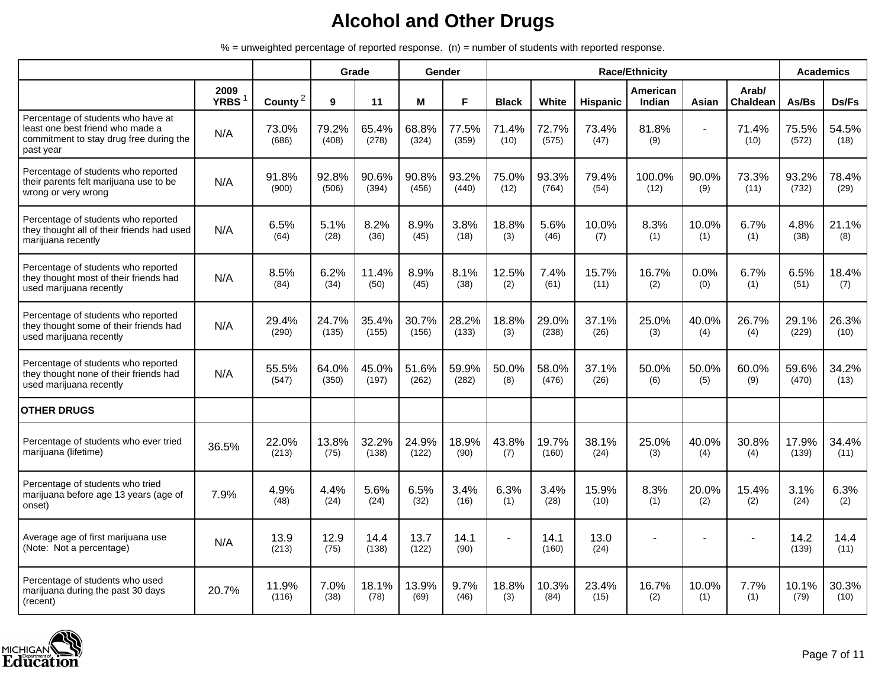# Alcohol and Other Drugs

% = unweighted percentage of reported response. (n) = number of students with reported response.

| | | | Grade | | Gender | | Race/Ethnicity | | | | | | Academics | |
|---|---|---|---|---|---|---|---|---|---|---|---|---|---|---|
| | 2009 YRBS [1] | County [2] | 9 | 11 | M | F | Black | White | Hispanic | American Indian | Asian | Arab/ Chaldean | As/Bs | Ds/Fs |
| Percentage of students who have at least one best friend who made a commitment to stay drug free during the past year | N/A | 73.0% (686) | 79.2% (408) | 65.4% (278) | 68.8% (324) | 77.5% (359) | 71.4% (10) | 72.7% (575) | 73.4% (47) | 81.8% (9) | - | 71.4% (10) | 75.5% (572) | 54.5% (18) |
| Percentage of students who reported their parents felt marijuana use to be wrong or very wrong | N/A | 91.8% (900) | 92.8% (506) | 90.6% (394) | 90.8% (456) | 93.2% (440) | 75.0% (12) | 93.3% (764) | 79.4% (54) | 100.0% (12) | 90.0% (9) | 73.3% (11) | 93.2% (732) | 78.4% (29) |
| Percentage of students who reported they thought all of their friends had used marijuana recently | N/A | 6.5% (64) | 5.1% (28) | 8.2% (36) | 8.9% (45) | 3.8% (18) | 18.8% (3) | 5.6% (46) | 10.0% (7) | 8.3% (1) | 10.0% (1) | 6.7% (1) | 4.8% (38) | 21.1% (8) |
| Percentage of students who reported they thought most of their friends had used marijuana recently | N/A | 8.5% (84) | 6.2% (34) | 11.4% (50) | 8.9% (45) | 8.1% (38) | 12.5% (2) | 7.4% (61) | 15.7% (11) | 16.7% (2) | 0.0% (0) | 6.7% (1) | 6.5% (51) | 18.4% (7) |
| Percentage of students who reported they thought some of their friends had used marijuana recently | N/A | 29.4% (290) | 24.7% (135) | 35.4% (155) | 30.7% (156) | 28.2% (133) | 18.8% (3) | 29.0% (238) | 37.1% (26) | 25.0% (3) | 40.0% (4) | 26.7% (4) | 29.1% (229) | 26.3% (10) |
| Percentage of students who reported they thought none of their friends had used marijuana recently | N/A | 55.5% (547) | 64.0% (350) | 45.0% (197) | 51.6% (262) | 59.9% (282) | 50.0% (8) | 58.0% (476) | 37.1% (26) | 50.0% (6) | 50.0% (5) | 60.0% (9) | 59.6% (470) | 34.2% (13) |
| **OTHER DRUGS** | | | | | | | | | | | | | | |
| Percentage of students who ever tried marijuana (lifetime) | 36.5% | 22.0% (213) | 13.8% (75) | 32.2% (138) | 24.9% (122) | 18.9% (90) | 43.8% (7) | 19.7% (160) | 38.1% (24) | 25.0% (3) | 40.0% (4) | 30.8% (4) | 17.9% (139) | 34.4% (11) |
| Percentage of students who tried marijuana before age 13 years (age of onset) | 7.9% | 4.9% (48) | 4.4% (24) | 5.6% (24) | 6.5% (32) | 3.4% (16) | 6.3% (1) | 3.4% (28) | 15.9% (10) | 8.3% (1) | 20.0% (2) | 15.4% (2) | 3.1% (24) | 6.3% (2) |
| Average age of first marijuana use (Note: Not a percentage) | N/A | 13.9 (213) | 12.9 (75) | 14.4 (138) | 13.7 (122) | 14.1 (90) | - | 14.1 (160) | 13.0 (24) | - | - | - | 14.2 (139) | 14.4 (11) |
| Percentage of students who used marijuana during the past 30 days (recent) | 20.7% | 11.9% (116) | 7.0% (38) | 18.1% (78) | 13.9% (69) | 9.7% (46) | 18.8% (3) | 10.3% (84) | 23.4% (15) | 16.7% (2) | 10.0% (1) | 7.7% (1) | 10.1% (79) | 30.3% (10) |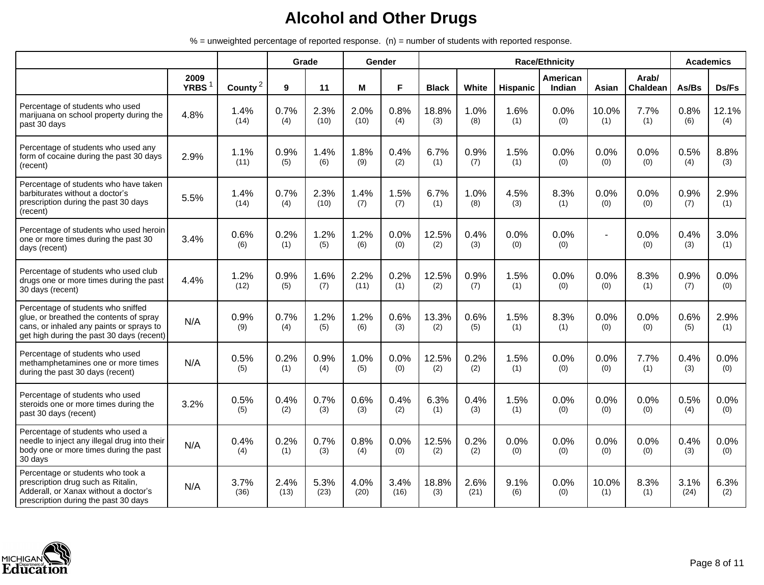# Alcohol and Other Drugs

% = unweighted percentage of reported response. (n) = number of students with reported response.

| | | | Grade | | Gender | | Race/Ethnicity | | | | | | Academics | |
|---|---|---|---|---|---|---|---|---|---|---|---|---|---|---|
| | 2009 YRBS [1] | County [2] | 9 | 11 | M | F | Black | White | Hispanic | American Indian | Asian | Arab/ Chaldean | As/Bs | Ds/Fs |
| Percentage of students who used marijuana on school property during the past 30 days | 4.8% | 1.4% (14) | 0.7% (4) | 2.3% (10) | 2.0% (10) | 0.8% (4) | 18.8% (3) | 1.0% (8) | 1.6% (1) | 0.0% (0) | 10.0% (1) | 7.7% (1) | 0.8% (6) | 12.1% (4) |
| Percentage of students who used any form of cocaine during the past 30 days (recent) | 2.9% | 1.1% (11) | 0.9% (5) | 1.4% (6) | 1.8% (9) | 0.4% (2) | 6.7% (1) | 0.9% (7) | 1.5% (1) | 0.0% (0) | 0.0% (0) | 0.0% (0) | 0.5% (4) | 8.8% (3) |
| Percentage of students who have taken barbiturates without a doctor's prescription during the past 30 days (recent) | 5.5% | 1.4% (14) | 0.7% (4) | 2.3% (10) | 1.4% (7) | 1.5% (7) | 6.7% (1) | 1.0% (8) | 4.5% (3) | 8.3% (1) | 0.0% (0) | 0.0% (0) | 0.9% (7) | 2.9% (1) |
| Percentage of students who used heroin one or more times during the past 30 days (recent) | 3.4% | 0.6% (6) | 0.2% (1) | 1.2% (5) | 1.2% (6) | 0.0% (0) | 12.5% (2) | 0.4% (3) | 0.0% (0) | 0.0% (0) | - | 0.0% (0) | 0.4% (3) | 3.0% (1) |
| Percentage of students who used club drugs one or more times during the past 30 days (recent) | 4.4% | 1.2% (12) | 0.9% (5) | 1.6% (7) | 2.2% (11) | 0.2% (1) | 12.5% (2) | 0.9% (7) | 1.5% (1) | 0.0% (0) | 0.0% (0) | 8.3% (1) | 0.9% (7) | 0.0% (0) |
| Percentage of students who sniffed glue, or breathed the contents of spray cans, or inhaled any paints or sprays to get high during the past 30 days (recent) | N/A | 0.9% (9) | 0.7% (4) | 1.2% (5) | 1.2% (6) | 0.6% (3) | 13.3% (2) | 0.6% (5) | 1.5% (1) | 8.3% (1) | 0.0% (0) | 0.0% (0) | 0.6% (5) | 2.9% (1) |
| Percentage of students who used methamphetamines one or more times during the past 30 days (recent) | N/A | 0.5% (5) | 0.2% (1) | 0.9% (4) | 1.0% (5) | 0.0% (0) | 12.5% (2) | 0.2% (2) | 1.5% (1) | 0.0% (0) | 0.0% (0) | 7.7% (1) | 0.4% (3) | 0.0% (0) |
| Percentage of students who used steroids one or more times during the past 30 days (recent) | 3.2% | 0.5% (5) | 0.4% (2) | 0.7% (3) | 0.6% (3) | 0.4% (2) | 6.3% (1) | 0.4% (3) | 1.5% (1) | 0.0% (0) | 0.0% (0) | 0.0% (0) | 0.5% (4) | 0.0% (0) |
| Percentage of students who used a needle to inject any illegal drug into their body one or more times during the past 30 days | N/A | 0.4% (4) | 0.2% (1) | 0.7% (3) | 0.8% (4) | 0.0% (0) | 12.5% (2) | 0.2% (2) | 0.0% (0) | 0.0% (0) | 0.0% (0) | 0.0% (0) | 0.4% (3) | 0.0% (0) |
| Percentage or students who took a prescription drug such as Ritalin, Adderall, or Xanax without a doctor's prescription during the past 30 days | N/A | 3.7% (36) | 2.4% (13) | 5.3% (23) | 4.0% (20) | 3.4% (16) | 18.8% (3) | 2.6% (21) | 9.1% (6) | 0.0% (0) | 10.0% (1) | 8.3% (1) | 3.1% (24) | 6.3% (2) |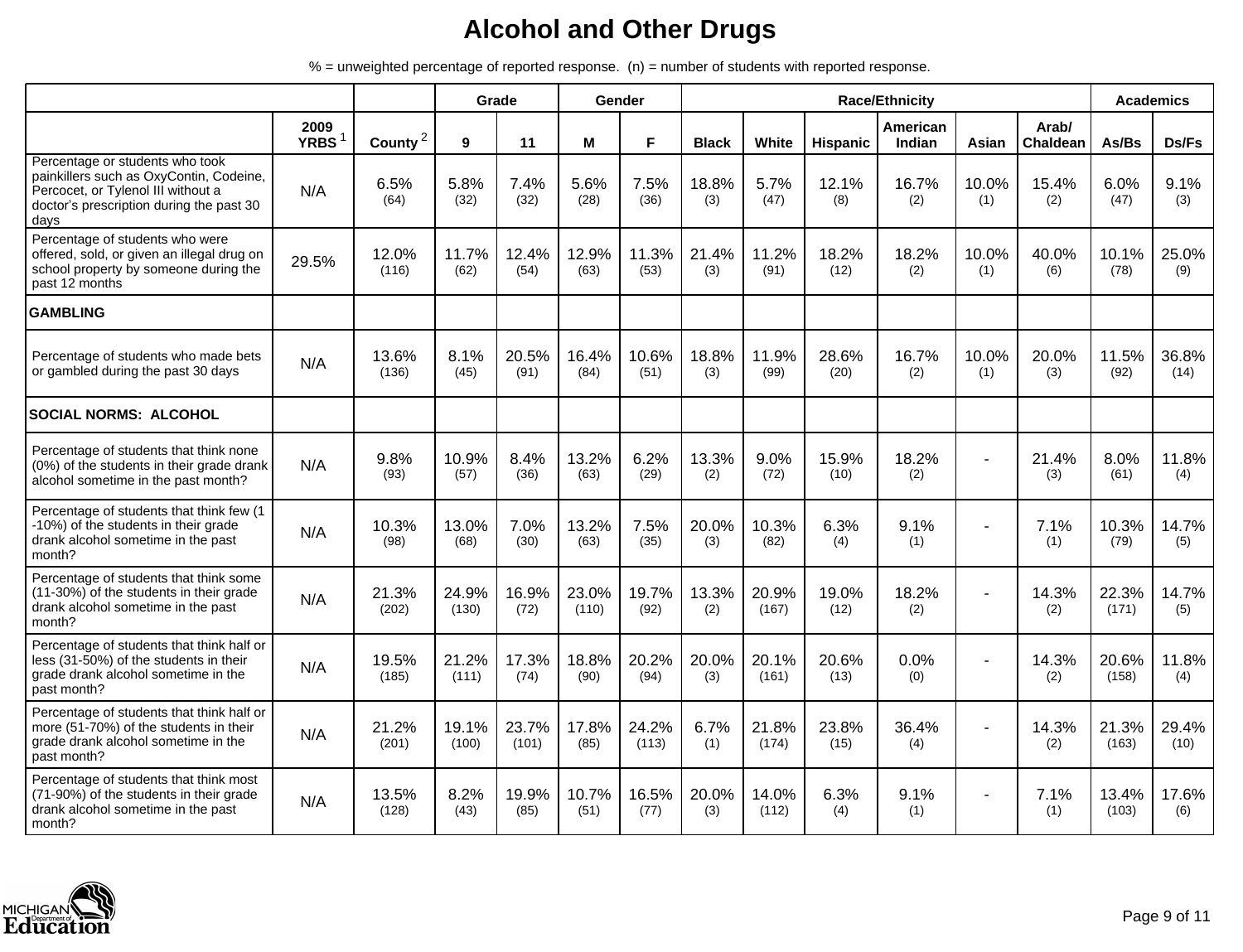# Alcohol and Other Drugs

% = unweighted percentage of reported response. (n) = number of students with reported response.

| | | | Grade | | Gender | | Race/Ethnicity | | | | | | Academics | |
|---|---|---|---|---|---|---|---|---|---|---|---|---|---|---|
| | 2009 YRBS [1] | County [2] | 9 | 11 | M | F | Black | White | Hispanic | American Indian | Asian | Arab/ Chaldean | As/Bs | Ds/Fs |
| Percentage or students who took painkillers such as OxyContin, Codeine, Percocet, or Tylenol III without a doctor's prescription during the past 30 days | N/A | 6.5% (64) | 5.8% (32) | 7.4% (32) | 5.6% (28) | 7.5% (36) | 18.8% (3) | 5.7% (47) | 12.1% (8) | 16.7% (2) | 10.0% (1) | 15.4% (2) | 6.0% (47) | 9.1% (3) |
| Percentage of students who were offered, sold, or given an illegal drug on school property by someone during the past 12 months | 29.5% | 12.0% (116) | 11.7% (62) | 12.4% (54) | 12.9% (63) | 11.3% (53) | 21.4% (3) | 11.2% (91) | 18.2% (12) | 18.2% (2) | 10.0% (1) | 40.0% (6) | 10.1% (78) | 25.0% (9) |
| **GAMBLING** | | | | | | | | | | | | | | |
| Percentage of students who made bets or gambled during the past 30 days | N/A | 13.6% (136) | 8.1% (45) | 20.5% (91) | 16.4% (84) | 10.6% (51) | 18.8% (3) | 11.9% (99) | 28.6% (20) | 16.7% (2) | 10.0% (1) | 20.0% (3) | 11.5% (92) | 36.8% (14) |
| **SOCIAL NORMS: ALCOHOL** | | | | | | | | | | | | | | |
| Percentage of students that think none (0%) of the students in their grade drank alcohol sometime in the past month? | N/A | 9.8% (93) | 10.9% (57) | 8.4% (36) | 13.2% (63) | 6.2% (29) | 13.3% (2) | 9.0% (72) | 15.9% (10) | 18.2% (2) | - | 21.4% (3) | 8.0% (61) | 11.8% (4) |
| Percentage of students that think few (1-10%) of the students in their grade drank alcohol sometime in the past month? | N/A | 10.3% (98) | 13.0% (68) | 7.0% (30) | 13.2% (63) | 7.5% (35) | 20.0% (3) | 10.3% (82) | 6.3% (4) | 9.1% (1) | - | 7.1% (1) | 10.3% (79) | 14.7% (5) |
| Percentage of students that think some (11-30%) of the students in their grade drank alcohol sometime in the past month? | N/A | 21.3% (202) | 24.9% (130) | 16.9% (72) | 23.0% (110) | 19.7% (92) | 13.3% (2) | 20.9% (167) | 19.0% (12) | 18.2% (2) | - | 14.3% (2) | 22.3% (171) | 14.7% (5) |
| Percentage of students that think half or less (31-50%) of the students in their grade drank alcohol sometime in the past month? | N/A | 19.5% (185) | 21.2% (111) | 17.3% (74) | 18.8% (90) | 20.2% (94) | 20.0% (3) | 20.1% (161) | 20.6% (13) | 0.0% (0) | - | 14.3% (2) | 20.6% (158) | 11.8% (4) |
| Percentage of students that think half or more (51-70%) of the students in their grade drank alcohol sometime in the past month? | N/A | 21.2% (201) | 19.1% (100) | 23.7% (101) | 17.8% (85) | 24.2% (113) | 6.7% (1) | 21.8% (174) | 23.8% (15) | 36.4% (4) | - | 14.3% (2) | 21.3% (163) | 29.4% (10) |
| Percentage of students that think most (71-90%) of the students in their grade drank alcohol sometime in the past month? | N/A | 13.5% (128) | 8.2% (43) | 19.9% (85) | 10.7% (51) | 16.5% (77) | 20.0% (3) | 14.0% (112) | 6.3% (4) | 9.1% (1) | - | 7.1% (1) | 13.4% (103) | 17.6% (6) |

MICHIGAN Department of Education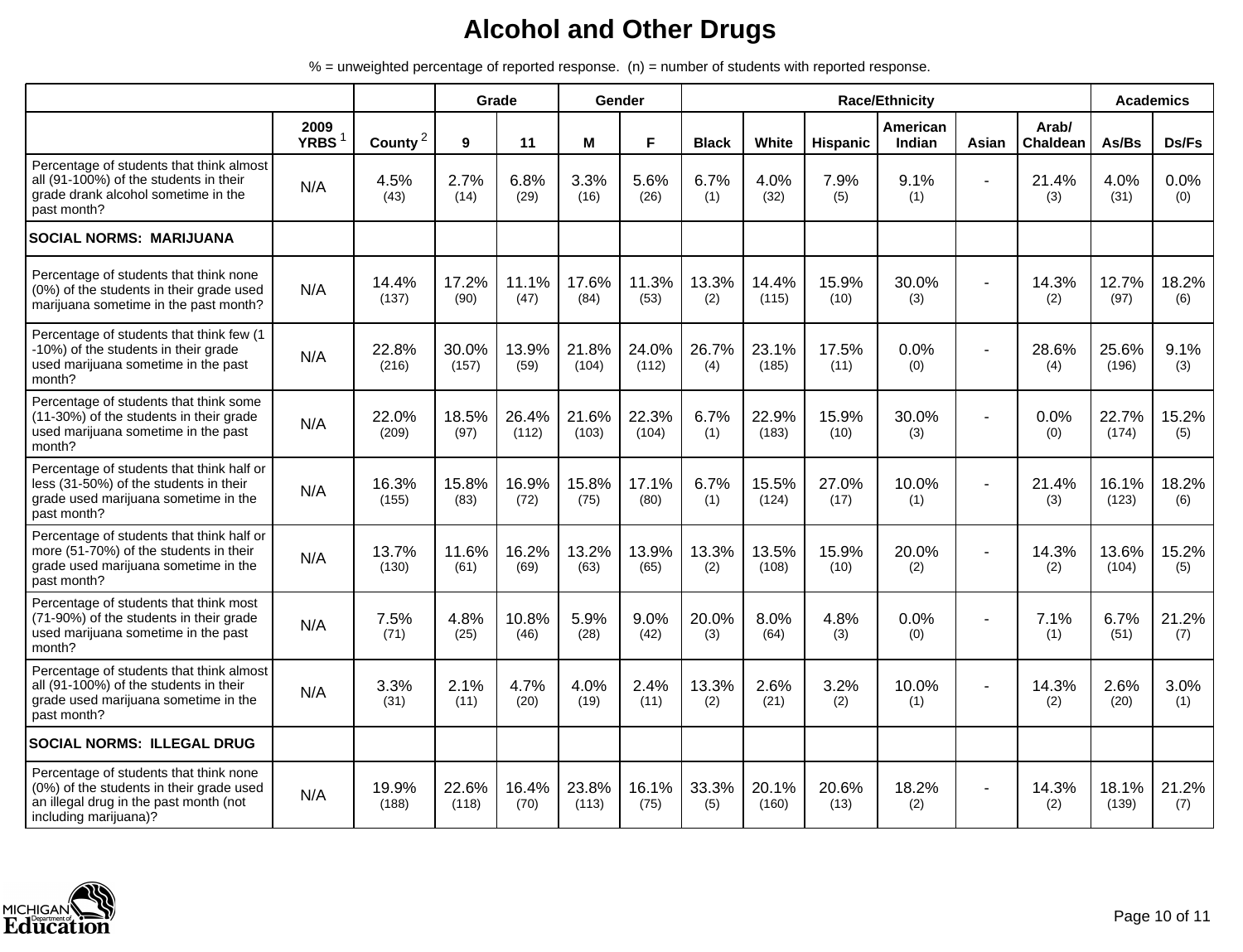# Alcohol and Other Drugs

% = unweighted percentage of reported response. (n) = number of students with reported response.

| | | | Grade | | Gender | | Race/Ethnicity | | | | | | Academics | |
|---|---|---|---|---|---|---|---|---|---|---|---|---|---|---|
| | 2009 YRBS [1] | County [2] | 9 | 11 | M | F | Black | White | Hispanic | American Indian | Asian | Arab/ Chaldean | As/Bs | Ds/Fs |
| Percentage of students that think almost all (91-100%) of the students in their grade drank alcohol sometime in the past month? | N/A | 4.5% (43) | 2.7% (14) | 6.8% (29) | 3.3% (16) | 5.6% (26) | 6.7% (1) | 4.0% (32) | 7.9% (5) | 9.1% (1) | - | 21.4% (3) | 4.0% (31) | 0.0% (0) |
| **SOCIAL NORMS: MARIJUANA** | | | | | | | | | | | | | | |
| Percentage of students that think none (0%) of the students in their grade used marijuana sometime in the past month? | N/A | 14.4% (137) | 17.2% (90) | 11.1% (47) | 17.6% (84) | 11.3% (53) | 13.3% (2) | 14.4% (115) | 15.9% (10) | 30.0% (3) | - | 14.3% (2) | 12.7% (97) | 18.2% (6) |
| Percentage of students that think few (1 -10%) of the students in their grade used marijuana sometime in the past month? | N/A | 22.8% (216) | 30.0% (157) | 13.9% (59) | 21.8% (104) | 24.0% (112) | 26.7% (4) | 23.1% (185) | 17.5% (11) | 0.0% (0) | - | 28.6% (4) | 25.6% (196) | 9.1% (3) |
| Percentage of students that think some (11-30%) of the students in their grade used marijuana sometime in the past month? | N/A | 22.0% (209) | 18.5% (97) | 26.4% (112) | 21.6% (103) | 22.3% (104) | 6.7% (1) | 22.9% (183) | 15.9% (10) | 30.0% (3) | - | 0.0% (0) | 22.7% (174) | 15.2% (5) |
| Percentage of students that think half or less (31-50%) of the students in their grade used marijuana sometime in the past month? | N/A | 16.3% (155) | 15.8% (83) | 16.9% (72) | 15.8% (75) | 17.1% (80) | 6.7% (1) | 15.5% (124) | 27.0% (17) | 10.0% (1) | - | 21.4% (3) | 16.1% (123) | 18.2% (6) |
| Percentage of students that think half or more (51-70%) of the students in their grade used marijuana sometime in the past month? | N/A | 13.7% (130) | 11.6% (61) | 16.2% (69) | 13.2% (63) | 13.9% (65) | 13.3% (2) | 13.5% (108) | 15.9% (10) | 20.0% (2) | - | 14.3% (2) | 13.6% (104) | 15.2% (5) |
| Percentage of students that think most (71-90%) of the students in their grade used marijuana sometime in the past month? | N/A | 7.5% (71) | 4.8% (25) | 10.8% (46) | 5.9% (28) | 9.0% (42) | 20.0% (3) | 8.0% (64) | 4.8% (3) | 0.0% (0) | - | 7.1% (1) | 6.7% (51) | 21.2% (7) |
| Percentage of students that think almost all (91-100%) of the students in their grade used marijuana sometime in the past month? | N/A | 3.3% (31) | 2.1% (11) | 4.7% (20) | 4.0% (19) | 2.4% (11) | 13.3% (2) | 2.6% (21) | 3.2% (2) | 10.0% (1) | - | 14.3% (2) | 2.6% (20) | 3.0% (1) |
| **SOCIAL NORMS: ILLEGAL DRUG** | | | | | | | | | | | | | | |
| Percentage of students that think none (0%) of the students in their grade used an illegal drug in the past month (not including marijuana)? | N/A | 19.9% (188) | 22.6% (118) | 16.4% (70) | 23.8% (113) | 16.1% (75) | 33.3% (5) | 20.1% (160) | 20.6% (13) | 18.2% (2) | - | 14.3% (2) | 18.1% (139) | 21.2% (7) |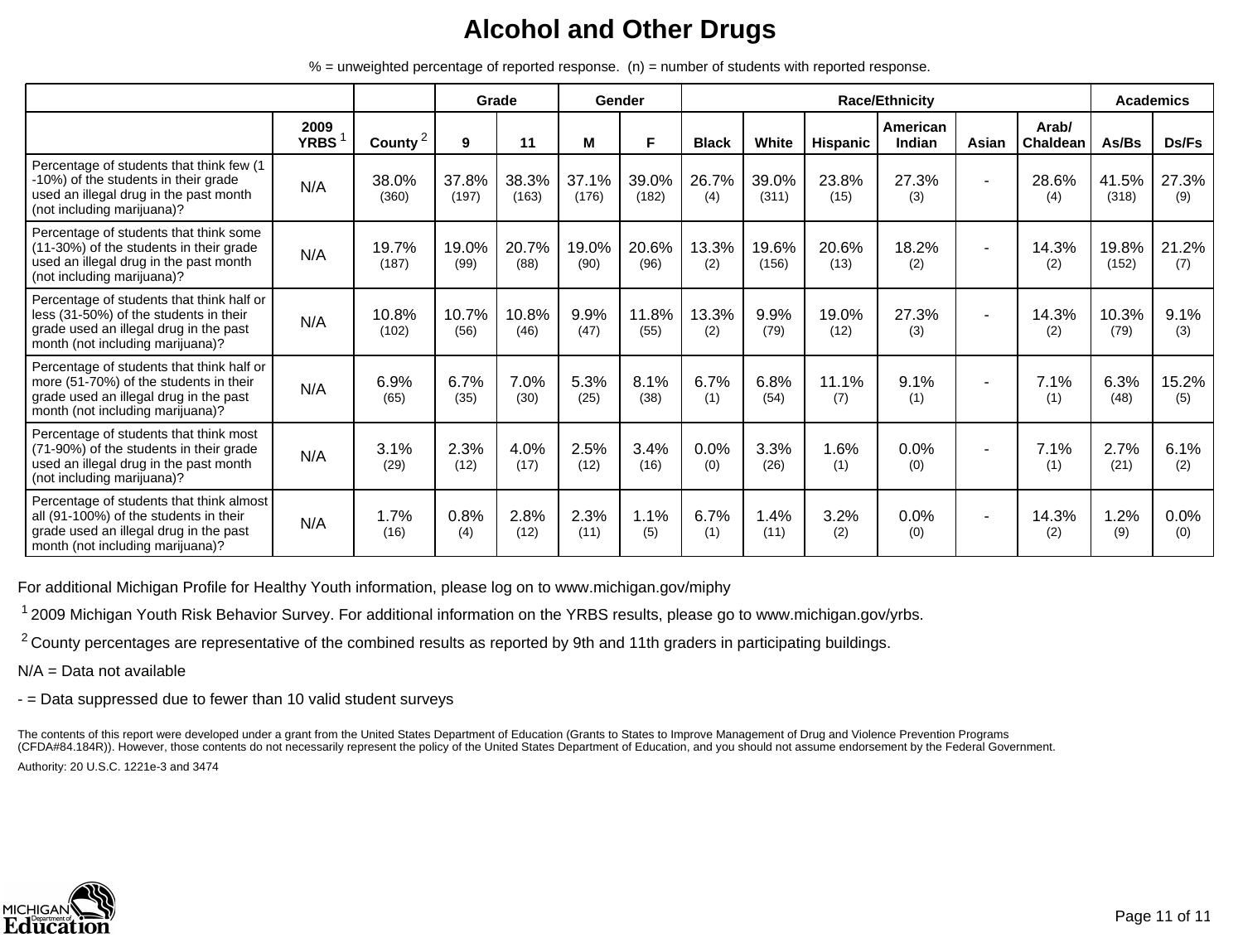# Alcohol and Other Drugs

% = unweighted percentage of reported response. (n) = number of students with reported response.

| | | | Grade | | Gender | | Race/Ethnicity | | | | | | Academics | |
|---|---|---|---|---|---|---|---|---|---|---|---|---|---|---|
| | 2009 YRBS [1] | County [2] | 9 | 11 | M | F | Black | White | Hispanic | American Indian | Asian | Arab/ Chaldean | As/Bs | Ds/Fs |
| Percentage of students that think few (1-10%) of the students in their grade used an illegal drug in the past month (not including marijuana)? | N/A | 38.0% (360) | 37.8% (197) | 38.3% (163) | 37.1% (176) | 39.0% (182) | 26.7% (4) | 39.0% (311) | 23.8% (15) | 27.3% (3) | - | 28.6% (4) | 41.5% (318) | 27.3% (9) |
| Percentage of students that think some (11-30%) of the students in their grade used an illegal drug in the past month (not including marijuana)? | N/A | 19.7% (187) | 19.0% (99) | 20.7% (88) | 19.0% (90) | 20.6% (96) | 13.3% (2) | 19.6% (156) | 20.6% (13) | 18.2% (2) | - | 14.3% (2) | 19.8% (152) | 21.2% (7) |
| Percentage of students that think half or less (31-50%) of the students in their grade used an illegal drug in the past month (not including marijuana)? | N/A | 10.8% (102) | 10.7% (56) | 10.8% (46) | 9.9% (47) | 11.8% (55) | 13.3% (2) | 9.9% (79) | 19.0% (12) | 27.3% (3) | - | 14.3% (2) | 10.3% (79) | 9.1% (3) |
| Percentage of students that think half or more (51-70%) of the students in their grade used an illegal drug in the past month (not including marijuana)? | N/A | 6.9% (65) | 6.7% (35) | 7.0% (30) | 5.3% (25) | 8.1% (38) | 6.7% (1) | 6.8% (54) | 11.1% (7) | 9.1% (1) | - | 7.1% (1) | 6.3% (48) | 15.2% (5) |
| Percentage of students that think most (71-90%) of the students in their grade used an illegal drug in the past month (not including marijuana)? | N/A | 3.1% (29) | 2.3% (12) | 4.0% (17) | 2.5% (12) | 3.4% (16) | 0.0% (0) | 3.3% (26) | 1.6% (1) | 0.0% (0) | - | 7.1% (1) | 2.7% (21) | 6.1% (2) |
| Percentage of students that think almost all (91-100%) of the students in their grade used an illegal drug in the past month (not including marijuana)? | N/A | 1.7% (16) | 0.8% (4) | 2.8% (12) | 2.3% (11) | 1.1% (5) | 6.7% (1) | 1.4% (11) | 3.2% (2) | 0.0% (0) | - | 14.3% (2) | 1.2% (9) | 0.0% (0) |

For additional Michigan Profile for Healthy Youth information, please log on to www.michigan.gov/miphy

[1] 2009 Michigan Youth Risk Behavior Survey. For additional information on the YRBS results, please go to www.michigan.gov/yrbs.

[2] County percentages are representative of the combined results as reported by 9th and 11th graders in participating buildings.

N/A = Data not available

- = Data suppressed due to fewer than 10 valid student surveys

The contents of this report were developed under a grant from the United States Department of Education (Grants to States to Improve Management of Drug and Violence Prevention Programs (CFDA#84.184R)). However, those contents do not necessarily represent the policy of the United States Department of Education, and you should not assume endorsement by the Federal Government.

Authority: 20 U.S.C. 1221e-3 and 3474